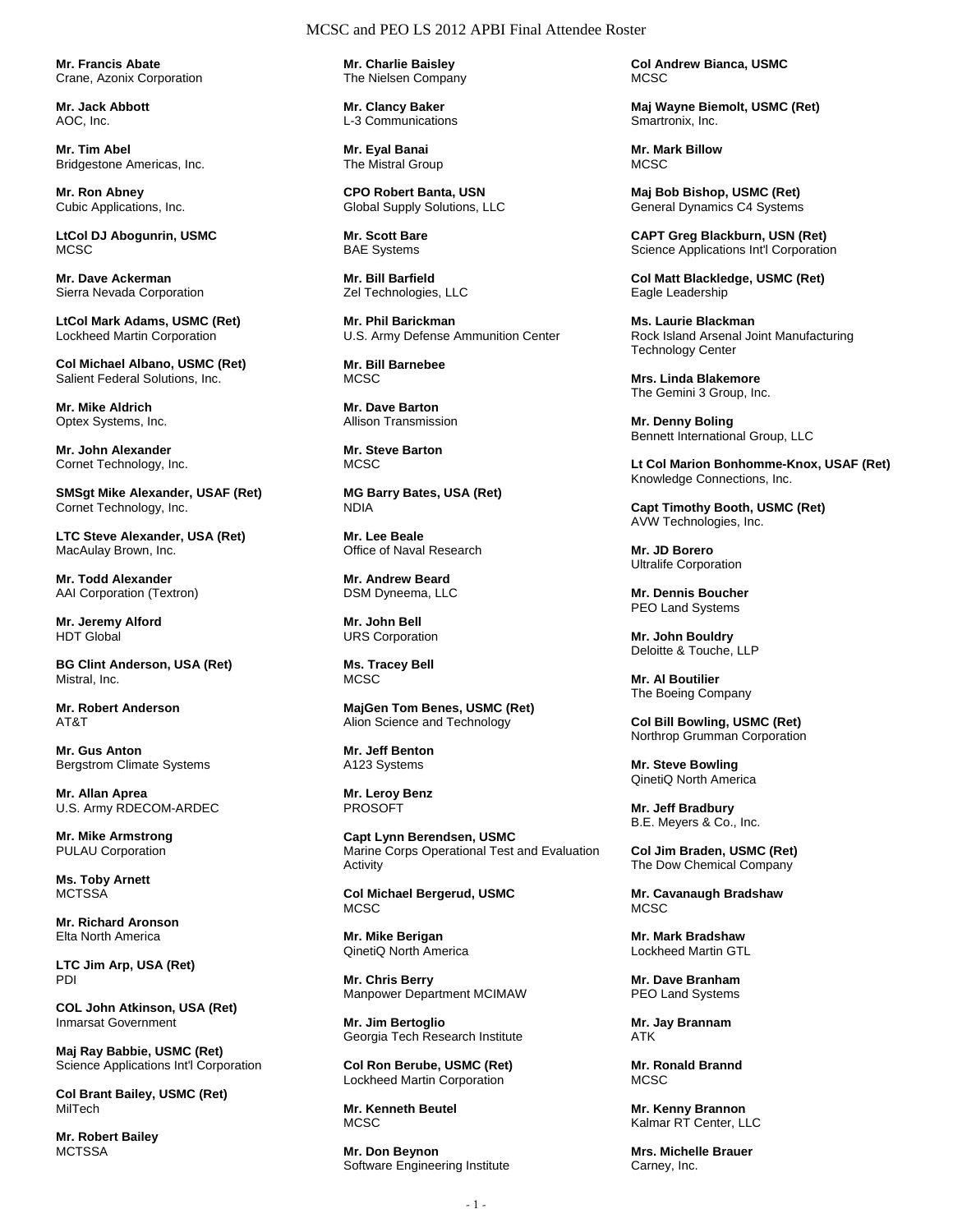# MCSC and PEO LS 2012 APBI Final Attendee Roster

**Mr. Francis Abate**
Crane, Azonix Corporation

**Mr. Jack Abbott**
AOC, Inc.

**Mr. Tim Abel**
Bridgestone Americas, Inc.

**Mr. Ron Abney**
Cubic Applications, Inc.

**LtCol DJ Abogunrin, USMC**
MCSC

**Mr. Dave Ackerman**
Sierra Nevada Corporation

**LtCol Mark Adams, USMC (Ret)**
Lockheed Martin Corporation

**Col Michael Albano, USMC (Ret)**
Salient Federal Solutions, Inc.

**Mr. Mike Aldrich**
Optex Systems, Inc.

**Mr. John Alexander**
Cornet Technology, Inc.

**SMSgt Mike Alexander, USAF (Ret)**
Cornet Technology, Inc.

**LTC Steve Alexander, USA (Ret)**
MacAulay Brown, Inc.

**Mr. Todd Alexander**
AAI Corporation (Textron)

**Mr. Jeremy Alford**
HDT Global

**BG Clint Anderson, USA (Ret)**
Mistral, Inc.

**Mr. Robert Anderson**
AT&T

**Mr. Gus Anton**
Bergstrom Climate Systems

**Mr. Allan Aprea**
U.S. Army RDECOM-ARDEC

**Mr. Mike Armstrong**
PULAU Corporation

**Ms. Toby Arnett**
MCTSSA

**Mr. Richard Aronson**
Elta North America

**LTC Jim Arp, USA (Ret)**
PDI

**COL John Atkinson, USA (Ret)**
Inmarsat Government

**Maj Ray Babbie, USMC (Ret)**
Science Applications Int'l Corporation

**Col Brant Bailey, USMC (Ret)**
MilTech

**Mr. Robert Bailey**
MCTSSA

**Mr. Charlie Baisley**
The Nielsen Company

**Mr. Clancy Baker**
L-3 Communications

**Mr. Eyal Banai**
The Mistral Group

**CPO Robert Banta, USN**
Global Supply Solutions, LLC

**Mr. Scott Bare**
BAE Systems

**Mr. Bill Barfield**
Zel Technologies, LLC

**Mr. Phil Barickman**
U.S. Army Defense Ammunition Center

**Mr. Bill Barnebee**
MCSC

**Mr. Dave Barton**
Allison Transmission

**Mr. Steve Barton**
MCSC

**MG Barry Bates, USA (Ret)**
NDIA

**Mr. Lee Beale**
Office of Naval Research

**Mr. Andrew Beard**
DSM Dyneema, LLC

**Mr. John Bell**
URS Corporation

**Ms. Tracey Bell**
MCSC

**MajGen Tom Benes, USMC (Ret)**
Alion Science and Technology

**Mr. Jeff Benton**
A123 Systems

**Mr. Leroy Benz**
PROSOFT

**Capt Lynn Berendsen, USMC**
Marine Corps Operational Test and Evaluation Activity

**Col Michael Bergerud, USMC**
MCSC

**Mr. Mike Berigan**
QinetiQ North America

**Mr. Chris Berry**
Manpower Department MCIMAW

**Mr. Jim Bertoglio**
Georgia Tech Research Institute

**Col Ron Berube, USMC (Ret)**
Lockheed Martin Corporation

**Mr. Kenneth Beutel**
MCSC

**Mr. Don Beynon**
Software Engineering Institute

**Col Andrew Bianca, USMC**
MCSC

**Maj Wayne Biemolt, USMC (Ret)**
Smartronix, Inc.

**Mr. Mark Billow**
MCSC

**Maj Bob Bishop, USMC (Ret)**
General Dynamics C4 Systems

**CAPT Greg Blackburn, USN (Ret)**
Science Applications Int'l Corporation

**Col Matt Blackledge, USMC (Ret)**
Eagle Leadership

**Ms. Laurie Blackman**
Rock Island Arsenal Joint Manufacturing Technology Center

**Mrs. Linda Blakemore**
The Gemini 3 Group, Inc.

**Mr. Denny Boling**
Bennett International Group, LLC

**Lt Col Marion Bonhomme-Knox, USAF (Ret)**
Knowledge Connections, Inc.

**Capt Timothy Booth, USMC (Ret)**
AVW Technologies, Inc.

**Mr. JD Borero**
Ultralife Corporation

**Mr. Dennis Boucher**
PEO Land Systems

**Mr. John Bouldry**
Deloitte & Touche, LLP

**Mr. Al Boutilier**
The Boeing Company

**Col Bill Bowling, USMC (Ret)**
Northrop Grumman Corporation

**Mr. Steve Bowling**
QinetiQ North America

**Mr. Jeff Bradbury**
B.E. Meyers & Co., Inc.

**Col Jim Braden, USMC (Ret)**
The Dow Chemical Company

**Mr. Cavanaugh Bradshaw**
MCSC

**Mr. Mark Bradshaw**
Lockheed Martin GTL

**Mr. Dave Branham**
PEO Land Systems

**Mr. Jay Brannam**
ATK

**Mr. Ronald Brannd**
MCSC

**Mr. Kenny Brannon**
Kalmar RT Center, LLC

**Mrs. Michelle Brauer**
Carney, Inc.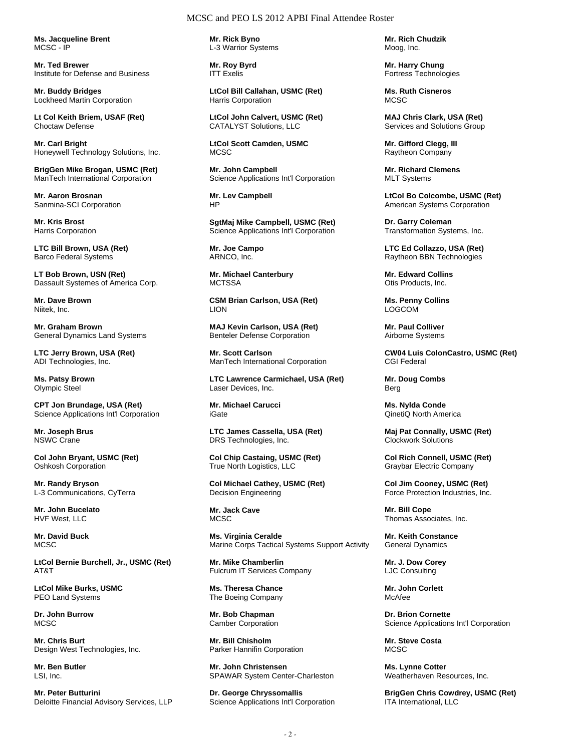**Ms. Jacqueline Brent**
MCSC - IP

**Mr. Ted Brewer**
Institute for Defense and Business

**Mr. Buddy Bridges**
Lockheed Martin Corporation

**Lt Col Keith Briem, USAF (Ret)**
Choctaw Defense

**Mr. Carl Bright**
Honeywell Technology Solutions, Inc.

**BrigGen Mike Brogan, USMC (Ret)**
ManTech International Corporation

**Mr. Aaron Brosnan**
Sanmina-SCI Corporation

**Mr. Kris Brost**
Harris Corporation

**LTC Bill Brown, USA (Ret)**
Barco Federal Systems

**LT Bob Brown, USN (Ret)**
Dassault Systemes of America Corp.

**Mr. Dave Brown**
Niitek, Inc.

**Mr. Graham Brown**
General Dynamics Land Systems

**LTC Jerry Brown, USA (Ret)**
ADI Technologies, Inc.

**Ms. Patsy Brown**
Olympic Steel

**CPT Jon Brundage, USA (Ret)**
Science Applications Int'l Corporation

**Mr. Joseph Brus**
NSWC Crane

**Col John Bryant, USMC (Ret)**
Oshkosh Corporation

**Mr. Randy Bryson**
L-3 Communications, CyTerra

**Mr. John Bucelato**
HVF West, LLC

**Mr. David Buck**
MCSC

**LtCol Bernie Burchell, Jr., USMC (Ret)**
AT&T

**LtCol Mike Burks, USMC**
PEO Land Systems

**Dr. John Burrow**
MCSC

**Mr. Chris Burt**
Design West Technologies, Inc.

**Mr. Ben Butler**
LSI, Inc.

**Mr. Peter Butturini**
Deloitte Financial Advisory Services, LLP

**Mr. Rick Byno**
L-3 Warrior Systems

**Mr. Roy Byrd**
ITT Exelis

**LtCol Bill Callahan, USMC (Ret)**
Harris Corporation

**LtCol John Calvert, USMC (Ret)**
CATALYST Solutions, LLC

**LtCol Scott Camden, USMC**
MCSC

**Mr. John Campbell**
Science Applications Int'l Corporation

**Mr. Lev Campbell**
HP

**SgtMaj Mike Campbell, USMC (Ret)**
Science Applications Int'l Corporation

**Mr. Joe Campo**
ARNCO, Inc.

**Mr. Michael Canterbury**
MCTSSA

**CSM Brian Carlson, USA (Ret)**
LION

**MAJ Kevin Carlson, USA (Ret)**
Benteler Defense Corporation

**Mr. Scott Carlson**
ManTech International Corporation

**LTC Lawrence Carmichael, USA (Ret)**
Laser Devices, Inc.

**Mr. Michael Carucci**
iGate

**LTC James Cassella, USA (Ret)**
DRS Technologies, Inc.

**Col Chip Castaing, USMC (Ret)**
True North Logistics, LLC

**Col Michael Cathey, USMC (Ret)**
Decision Engineering

**Mr. Jack Cave**
MCSC

**Ms. Virginia Ceralde**
Marine Corps Tactical Systems Support Activity

**Mr. Mike Chamberlin**
Fulcrum IT Services Company

**Ms. Theresa Chance**
The Boeing Company

**Mr. Bob Chapman**
Camber Corporation

**Mr. Bill Chisholm**
Parker Hannifin Corporation

**Mr. John Christensen**
SPAWAR System Center-Charleston

**Dr. George Chryssomallis**
Science Applications Int'l Corporation

**Mr. Rich Chudzik**
Moog, Inc.

**Mr. Harry Chung**
Fortress Technologies

**Ms. Ruth Cisneros**
MCSC

**MAJ Chris Clark, USA (Ret)**
Services and Solutions Group

**Mr. Gifford Clegg, III**
Raytheon Company

**Mr. Richard Clemens**
MLT Systems

**LtCol Bo Colcombe, USMC (Ret)**
American Systems Corporation

**Dr. Garry Coleman**
Transformation Systems, Inc.

**LTC Ed Collazzo, USA (Ret)**
Raytheon BBN Technologies

**Mr. Edward Collins**
Otis Products, Inc.

**Ms. Penny Collins**
LOGCOM

**Mr. Paul Colliver**
Airborne Systems

**CW04 Luis ColonCastro, USMC (Ret)**
CGI Federal

**Mr. Doug Combs**
Berg

**Ms. Nylda Conde**
QinetiQ North America

**Maj Pat Connally, USMC (Ret)**
Clockwork Solutions

**Col Rich Connell, USMC (Ret)**
Graybar Electric Company

**Col Jim Cooney, USMC (Ret)**
Force Protection Industries, Inc.

**Mr. Bill Cope**
Thomas Associates, Inc.

**Mr. Keith Constance**
General Dynamics

**Mr. J. Dow Corey**
LJC Consulting

**Mr. John Corlett**
McAfee

**Dr. Brion Cornette**
Science Applications Int'l Corporation

**Mr. Steve Costa**
MCSC

**Ms. Lynne Cotter**
Weatherhaven Resources, Inc.

**BrigGen Chris Cowdrey, USMC (Ret)**
ITA International, LLC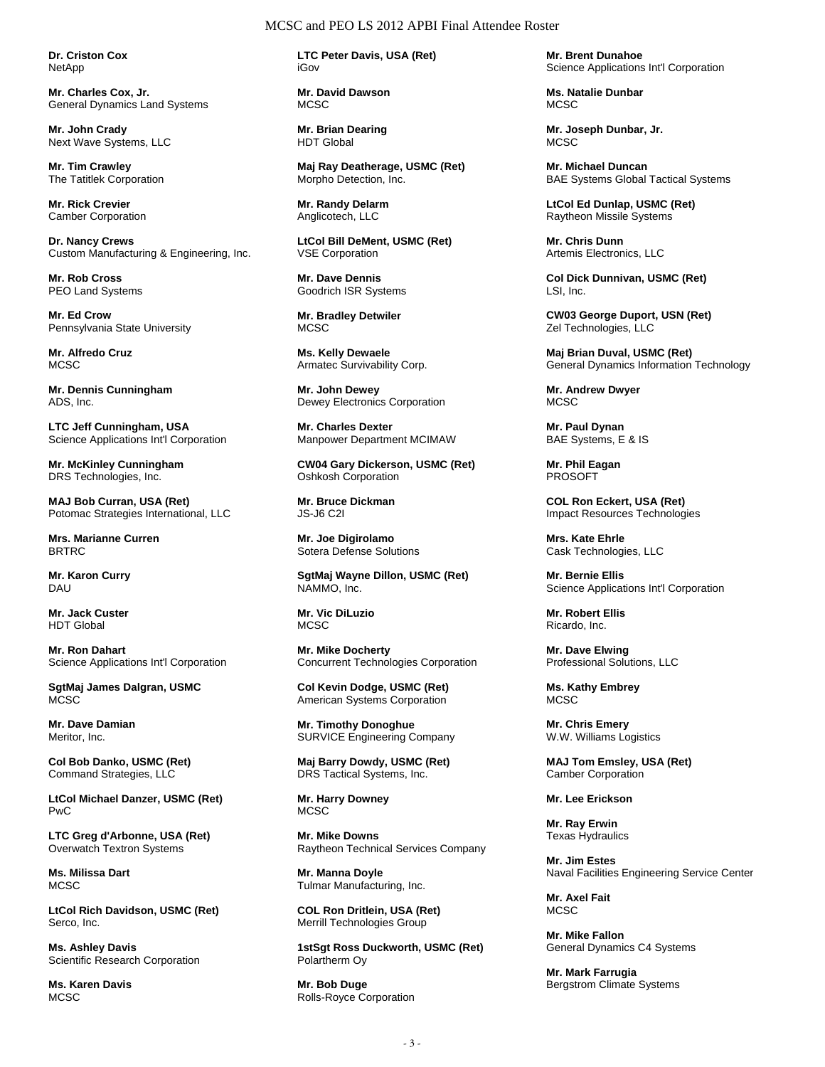**Dr. Criston Cox**
NetApp

**Mr. Charles Cox, Jr.**
General Dynamics Land Systems

**Mr. John Crady**
Next Wave Systems, LLC

**Mr. Tim Crawley**
The Tatitlek Corporation

**Mr. Rick Crevier**
Camber Corporation

**Dr. Nancy Crews**
Custom Manufacturing & Engineering, Inc.

**Mr. Rob Cross**
PEO Land Systems

**Mr. Ed Crow**
Pennsylvania State University

**Mr. Alfredo Cruz**
MCSC

**Mr. Dennis Cunningham**
ADS, Inc.

**LTC Jeff Cunningham, USA**
Science Applications Int'l Corporation

**Mr. McKinley Cunningham**
DRS Technologies, Inc.

**MAJ Bob Curran, USA (Ret)**
Potomac Strategies International, LLC

**Mrs. Marianne Curren**
BRTRC

**Mr. Karon Curry**
DAU

**Mr. Jack Custer**
HDT Global

**Mr. Ron Dahart**
Science Applications Int'l Corporation

**SgtMaj James Dalgran, USMC**
MCSC

**Mr. Dave Damian**
Meritor, Inc.

**Col Bob Danko, USMC (Ret)**
Command Strategies, LLC

**LtCol Michael Danzer, USMC (Ret)**
PwC

**LTC Greg d'Arbonne, USA (Ret)**
Overwatch Textron Systems

**Ms. Milissa Dart**
MCSC

**LtCol Rich Davidson, USMC (Ret)**
Serco, Inc.

**Ms. Ashley Davis**
Scientific Research Corporation

**Ms. Karen Davis**
MCSC

**LTC Peter Davis, USA (Ret)**
iGov

**Mr. David Dawson**
MCSC

**Mr. Brian Dearing**
HDT Global

**Maj Ray Deatherage, USMC (Ret)**
Morpho Detection, Inc.

**Mr. Randy Delarm**
Anglicotech, LLC

**LtCol Bill DeMent, USMC (Ret)**
VSE Corporation

**Mr. Dave Dennis**
Goodrich ISR Systems

**Mr. Bradley Detwiler**
MCSC

**Ms. Kelly Dewaele**
Armatec Survivability Corp.

**Mr. John Dewey**
Dewey Electronics Corporation

**Mr. Charles Dexter**
Manpower Department MCIMAW

**CW04 Gary Dickerson, USMC (Ret)**
Oshkosh Corporation

**Mr. Bruce Dickman**
JS-J6 C2I

**Mr. Joe Digirolamo**
Sotera Defense Solutions

**SgtMaj Wayne Dillon, USMC (Ret)**
NAMMO, Inc.

**Mr. Vic DiLuzio**
MCSC

**Mr. Mike Docherty**
Concurrent Technologies Corporation

**Col Kevin Dodge, USMC (Ret)**
American Systems Corporation

**Mr. Timothy Donoghue**
SURVICE Engineering Company

**Maj Barry Dowdy, USMC (Ret)**
DRS Tactical Systems, Inc.

**Mr. Harry Downey**
MCSC

**Mr. Mike Downs**
Raytheon Technical Services Company

**Mr. Manna Doyle**
Tulmar Manufacturing, Inc.

**COL Ron Dritlein, USA (Ret)**
Merrill Technologies Group

**1stSgt Ross Duckworth, USMC (Ret)**
Polartherm Oy

**Mr. Bob Duge**
Rolls-Royce Corporation

**Mr. Brent Dunahoe**
Science Applications Int'l Corporation

**Ms. Natalie Dunbar**
MCSC

**Mr. Joseph Dunbar, Jr.**
MCSC

**Mr. Michael Duncan**
BAE Systems Global Tactical Systems

**LtCol Ed Dunlap, USMC (Ret)**
Raytheon Missile Systems

**Mr. Chris Dunn**
Artemis Electronics, LLC

**Col Dick Dunnivan, USMC (Ret)**
LSI, Inc.

**CW03 George Duport, USN (Ret)**
Zel Technologies, LLC

**Maj Brian Duval, USMC (Ret)**
General Dynamics Information Technology

**Mr. Andrew Dwyer**
MCSC

**Mr. Paul Dynan**
BAE Systems, E & IS

**Mr. Phil Eagan**
PROSOFT

**COL Ron Eckert, USA (Ret)**
Impact Resources Technologies

**Mrs. Kate Ehrle**
Cask Technologies, LLC

**Mr. Bernie Ellis**
Science Applications Int'l Corporation

**Mr. Robert Ellis**
Ricardo, Inc.

**Mr. Dave Elwing**
Professional Solutions, LLC

**Ms. Kathy Embrey**
MCSC

**Mr. Chris Emery**
W.W. Williams Logistics

**MAJ Tom Emsley, USA (Ret)**
Camber Corporation

**Mr. Lee Erickson**

**Mr. Ray Erwin**
Texas Hydraulics

**Mr. Jim Estes**
Naval Facilities Engineering Service Center

**Mr. Axel Fait**
MCSC

**Mr. Mike Fallon**
General Dynamics C4 Systems

**Mr. Mark Farrugia**
Bergstrom Climate Systems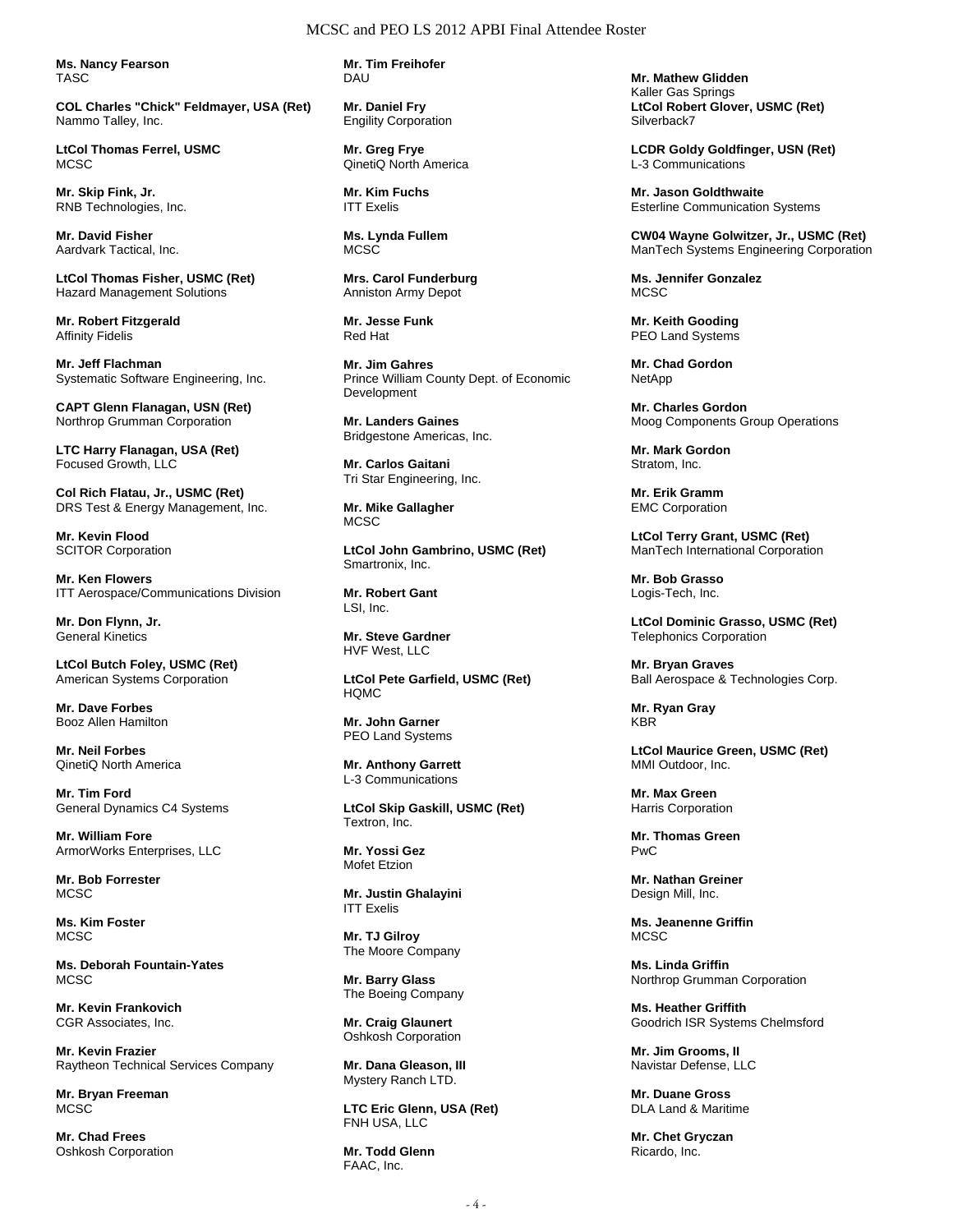**Ms. Nancy Fearson**
TASC

**COL Charles "Chick" Feldmayer, USA (Ret)**
Nammo Talley, Inc.

**LtCol Thomas Ferrel, USMC**
MCSC

**Mr. Skip Fink, Jr.**
RNB Technologies, Inc.

**Mr. David Fisher**
Aardvark Tactical, Inc.

**LtCol Thomas Fisher, USMC (Ret)**
Hazard Management Solutions

**Mr. Robert Fitzgerald**
Affinity Fidelis

**Mr. Jeff Flachman**
Systematic Software Engineering, Inc.

**CAPT Glenn Flanagan, USN (Ret)**
Northrop Grumman Corporation

**LTC Harry Flanagan, USA (Ret)**
Focused Growth, LLC

**Col Rich Flatau, Jr., USMC (Ret)**
DRS Test & Energy Management, Inc.

**Mr. Kevin Flood**
SCITOR Corporation

**Mr. Ken Flowers**
ITT Aerospace/Communications Division

**Mr. Don Flynn, Jr.**
General Kinetics

**LtCol Butch Foley, USMC (Ret)**
American Systems Corporation

**Mr. Dave Forbes**
Booz Allen Hamilton

**Mr. Neil Forbes**
QinetiQ North America

**Mr. Tim Ford**
General Dynamics C4 Systems

**Mr. William Fore**
ArmorWorks Enterprises, LLC

**Mr. Bob Forrester**
MCSC

**Ms. Kim Foster**
MCSC

**Ms. Deborah Fountain-Yates**
MCSC

**Mr. Kevin Frankovich**
CGR Associates, Inc.

**Mr. Kevin Frazier**
Raytheon Technical Services Company

**Mr. Bryan Freeman**
MCSC

**Mr. Chad Frees**
Oshkosh Corporation

**Mr. Tim Freihofer**
DAU

**Mr. Daniel Fry**
Engility Corporation

**Mr. Greg Frye**
QinetiQ North America

**Mr. Kim Fuchs**
ITT Exelis

**Ms. Lynda Fullem**
MCSC

**Mrs. Carol Funderburg**
Anniston Army Depot

**Mr. Jesse Funk**
Red Hat

**Mr. Jim Gahres**
Prince William County Dept. of Economic Development

**Mr. Landers Gaines**
Bridgestone Americas, Inc.

**Mr. Carlos Gaitani**
Tri Star Engineering, Inc.

**Mr. Mike Gallagher**
MCSC

**LtCol John Gambrino, USMC (Ret)**
Smartronix, Inc.

**Mr. Robert Gant**
LSI, Inc.

**Mr. Steve Gardner**
HVF West, LLC

**LtCol Pete Garfield, USMC (Ret)**
HQMC

**Mr. John Garner**
PEO Land Systems

**Mr. Anthony Garrett**
L-3 Communications

**LtCol Skip Gaskill, USMC (Ret)**
Textron, Inc.

**Mr. Yossi Gez**
Mofet Etzion

**Mr. Justin Ghalayini**
ITT Exelis

**Mr. TJ Gilroy**
The Moore Company

**Mr. Barry Glass**
The Boeing Company

**Mr. Craig Glaunert**
Oshkosh Corporation

**Mr. Dana Gleason, III**
Mystery Ranch LTD.

**LTC Eric Glenn, USA (Ret)**
FNH USA, LLC

**Mr. Todd Glenn**
FAAC, Inc.

**Mr. Mathew Glidden**
Kaller Gas Springs

**LtCol Robert Glover, USMC (Ret)**
Silverback7

**LCDR Goldy Goldfinger, USN (Ret)**
L-3 Communications

**Mr. Jason Goldthwaite**
Esterline Communication Systems

**CW04 Wayne Golwitzer, Jr., USMC (Ret)**
ManTech Systems Engineering Corporation

**Ms. Jennifer Gonzalez**
MCSC

**Mr. Keith Gooding**
PEO Land Systems

**Mr. Chad Gordon**
NetApp

**Mr. Charles Gordon**
Moog Components Group Operations

**Mr. Mark Gordon**
Stratom, Inc.

**Mr. Erik Gramm**
EMC Corporation

**LtCol Terry Grant, USMC (Ret)**
ManTech International Corporation

**Mr. Bob Grasso**
Logis-Tech, Inc.

**LtCol Dominic Grasso, USMC (Ret)**
Telephonics Corporation

**Mr. Bryan Graves**
Ball Aerospace & Technologies Corp.

**Mr. Ryan Gray**
KBR

**LtCol Maurice Green, USMC (Ret)**
MMI Outdoor, Inc.

**Mr. Max Green**
Harris Corporation

**Mr. Thomas Green**
PwC

**Mr. Nathan Greiner**
Design Mill, Inc.

**Ms. Jeanenne Griffin**
MCSC

**Ms. Linda Griffin**
Northrop Grumman Corporation

**Ms. Heather Griffith**
Goodrich ISR Systems Chelmsford

**Mr. Jim Grooms, II**
Navistar Defense, LLC

**Mr. Duane Gross**
DLA Land & Maritime

**Mr. Chet Gryczan**
Ricardo, Inc.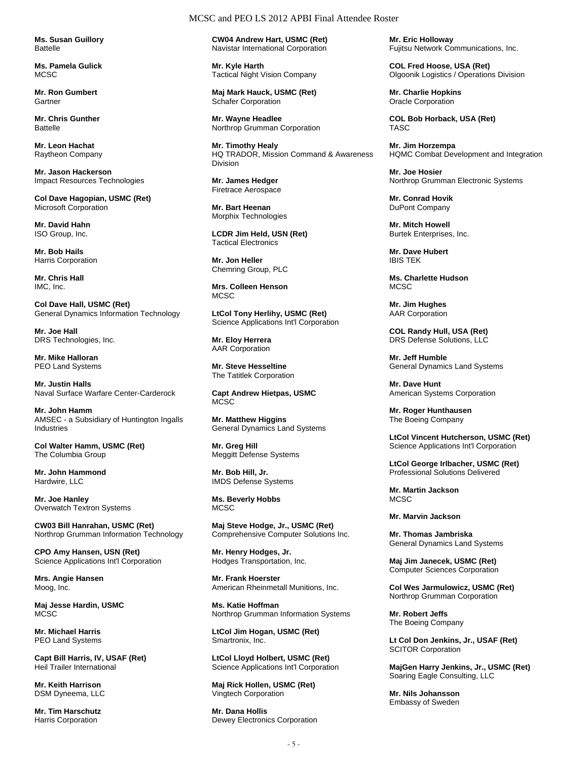**Ms. Susan Guillory**
Battelle

**Ms. Pamela Gulick**
MCSC

**Mr. Ron Gumbert**
Gartner

**Mr. Chris Gunther**
Battelle

**Mr. Leon Hachat**
Raytheon Company

**Mr. Jason Hackerson**
Impact Resources Technologies

**Col Dave Hagopian, USMC (Ret)**
Microsoft Corporation

**Mr. David Hahn**
ISO Group, Inc.

**Mr. Bob Hails**
Harris Corporation

**Mr. Chris Hall**
IMC, Inc.

**Col Dave Hall, USMC (Ret)**
General Dynamics Information Technology

**Mr. Joe Hall**
DRS Technologies, Inc.

**Mr. Mike Halloran**
PEO Land Systems

**Mr. Justin Halls**
Naval Surface Warfare Center-Carderock

**Mr. John Hamm**
AMSEC - a Subsidiary of Huntington Ingalls Industries

**Col Walter Hamm, USMC (Ret)**
The Columbia Group

**Mr. John Hammond**
Hardwire, LLC

**Mr. Joe Hanley**
Overwatch Textron Systems

**CW03 Bill Hanrahan, USMC (Ret)**
Northrop Grumman Information Technology

**CPO Amy Hansen, USN (Ret)**
Science Applications Int'l Corporation

**Mrs. Angie Hansen**
Moog, Inc.

**Maj Jesse Hardin, USMC**
MCSC

**Mr. Michael Harris**
PEO Land Systems

**Capt Bill Harris, IV, USAF (Ret)**
Heil Trailer International

**Mr. Keith Harrison**
DSM Dyneema, LLC

**Mr. Tim Harschutz**
Harris Corporation

**CW04 Andrew Hart, USMC (Ret)**
Navistar International Corporation

**Mr. Kyle Harth**
Tactical Night Vision Company

**Maj Mark Hauck, USMC (Ret)**
Schafer Corporation

**Mr. Wayne Headlee**
Northrop Grumman Corporation

**Mr. Timothy Healy**
HQ TRADOR, Mission Command & Awareness Division

**Mr. James Hedger**
Firetrace Aerospace

**Mr. Bart Heenan**
Morphix Technologies

**LCDR Jim Held, USN (Ret)**
Tactical Electronics

**Mr. Jon Heller**
Chemring Group, PLC

**Mrs. Colleen Henson**
MCSC

**LtCol Tony Herlihy, USMC (Ret)**
Science Applications Int'l Corporation

**Mr. Eloy Herrera**
AAR Corporation

**Mr. Steve Hesseltine**
The Tatitlek Corporation

**Capt Andrew Hietpas, USMC**
MCSC

**Mr. Matthew Higgins**
General Dynamics Land Systems

**Mr. Greg Hill**
Meggitt Defense Systems

**Mr. Bob Hill, Jr.**
IMDS Defense Systems

**Ms. Beverly Hobbs**
MCSC

**Maj Steve Hodge, Jr., USMC (Ret)**
Comprehensive Computer Solutions Inc.

**Mr. Henry Hodges, Jr.**
Hodges Transportation, Inc.

**Mr. Frank Hoerster**
American Rheinmetall Munitions, Inc.

**Ms. Katie Hoffman**
Northrop Grumman Information Systems

**LtCol Jim Hogan, USMC (Ret)**
Smartronix, Inc.

**LtCol Lloyd Holbert, USMC (Ret)**
Science Applications Int'l Corporation

**Maj Rick Hollen, USMC (Ret)**
Vingtech Corporation

**Mr. Dana Hollis**
Dewey Electronics Corporation

**Mr. Eric Holloway**
Fujitsu Network Communications, Inc.

**COL Fred Hoose, USA (Ret)**
Olgoonik Logistics / Operations Division

**Mr. Charlie Hopkins**
Oracle Corporation

**COL Bob Horback, USA (Ret)**
TASC

**Mr. Jim Horzempa**
HQMC Combat Development and Integration

**Mr. Joe Hosier**
Northrop Grumman Electronic Systems

**Mr. Conrad Hovik**
DuPont Company

**Mr. Mitch Howell**
Burtek Enterprises, Inc.

**Mr. Dave Hubert**
IBIS TEK

**Ms. Charlette Hudson**
MCSC

**Mr. Jim Hughes**
AAR Corporation

**COL Randy Hull, USA (Ret)**
DRS Defense Solutions, LLC

**Mr. Jeff Humble**
General Dynamics Land Systems

**Mr. Dave Hunt**
American Systems Corporation

**Mr. Roger Hunthausen**
The Boeing Company

**LtCol Vincent Hutcherson, USMC (Ret)**
Science Applications Int'l Corporation

**LtCol George Irlbacher, USMC (Ret)**
Professional Solutions Delivered

**Mr. Martin Jackson**
MCSC

**Mr. Marvin Jackson**

**Mr. Thomas Jambriska**
General Dynamics Land Systems

**Maj Jim Janecek, USMC (Ret)**
Computer Sciences Corporation

**Col Wes Jarmulowicz, USMC (Ret)**
Northrop Grumman Corporation

**Mr. Robert Jeffs**
The Boeing Company

**Lt Col Don Jenkins, Jr., USAF (Ret)**
SCITOR Corporation

**MajGen Harry Jenkins, Jr., USMC (Ret)**
Soaring Eagle Consulting, LLC

**Mr. Nils Johansson**
Embassy of Sweden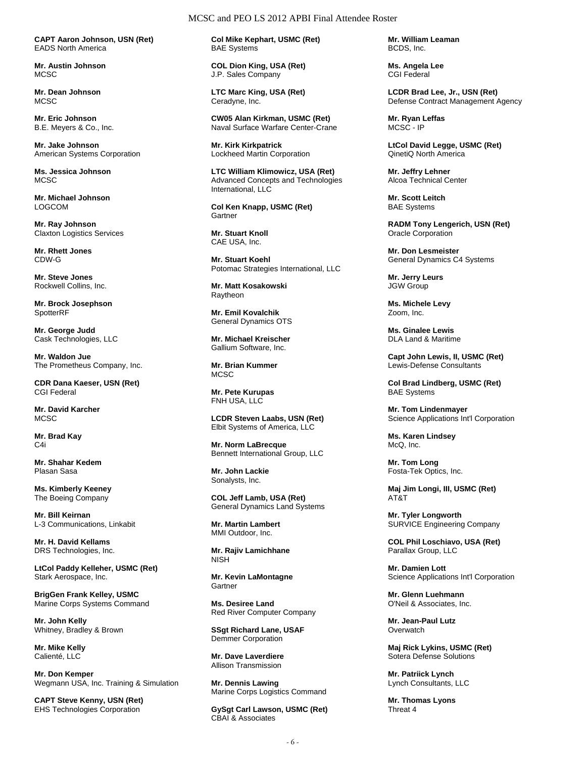**CAPT Aaron Johnson, USN (Ret)**
EADS North America

**Mr. Austin Johnson**
MCSC

**Mr. Dean Johnson**
MCSC

**Mr. Eric Johnson**
B.E. Meyers & Co., Inc.

**Mr. Jake Johnson**
American Systems Corporation

**Ms. Jessica Johnson**
MCSC

**Mr. Michael Johnson**
LOGCOM

**Mr. Ray Johnson**
Claxton Logistics Services

**Mr. Rhett Jones**
CDW-G

**Mr. Steve Jones**
Rockwell Collins, Inc.

**Mr. Brock Josephson**
SpotterRF

**Mr. George Judd**
Cask Technologies, LLC

**Mr. Waldon Jue**
The Prometheus Company, Inc.

**CDR Dana Kaeser, USN (Ret)**
CGI Federal

**Mr. David Karcher**
MCSC

**Mr. Brad Kay**
C4i

**Mr. Shahar Kedem**
Plasan Sasa

**Ms. Kimberly Keeney**
The Boeing Company

**Mr. Bill Keirnan**
L-3 Communications, Linkabit

**Mr. H. David Kellams**
DRS Technologies, Inc.

**LtCol Paddy Kelleher, USMC (Ret)**
Stark Aerospace, Inc.

**BrigGen Frank Kelley, USMC**
Marine Corps Systems Command

**Mr. John Kelly**
Whitney, Bradley & Brown

**Mr. Mike Kelly**
Calienté, LLC

**Mr. Don Kemper**
Wegmann USA, Inc. Training & Simulation

**CAPT Steve Kenny, USN (Ret)**
EHS Technologies Corporation

**Col Mike Kephart, USMC (Ret)**
BAE Systems

**COL Dion King, USA (Ret)**
J.P. Sales Company

**LTC Marc King, USA (Ret)**
Ceradyne, Inc.

**CW05 Alan Kirkman, USMC (Ret)**
Naval Surface Warfare Center-Crane

**Mr. Kirk Kirkpatrick**
Lockheed Martin Corporation

**LTC William Klimowicz, USA (Ret)**
Advanced Concepts and Technologies International, LLC

**Col Ken Knapp, USMC (Ret)**
Gartner

**Mr. Stuart Knoll**
CAE USA, Inc.

**Mr. Stuart Koehl**
Potomac Strategies International, LLC

**Mr. Matt Kosakowski**
Raytheon

**Mr. Emil Kovalchik**
General Dynamics OTS

**Mr. Michael Kreischer**
Gallium Software, Inc.

**Mr. Brian Kummer**
MCSC

**Mr. Pete Kurupas**
FNH USA, LLC

**LCDR Steven Laabs, USN (Ret)**
Elbit Systems of America, LLC

**Mr. Norm LaBrecque**
Bennett International Group, LLC

**Mr. John Lackie**
Sonalysts, Inc.

**COL Jeff Lamb, USA (Ret)**
General Dynamics Land Systems

**Mr. Martin Lambert**
MMI Outdoor, Inc.

**Mr. Rajiv Lamichhane**
NISH

**Mr. Kevin LaMontagne**
Gartner

**Ms. Desiree Land**
Red River Computer Company

**SSgt Richard Lane, USAF**
Demmer Corporation

**Mr. Dave Laverdiere**
Allison Transmission

**Mr. Dennis Lawing**
Marine Corps Logistics Command

**GySgt Carl Lawson, USMC (Ret)**
CBAI & Associates

**Mr. William Leaman**
BCDS, Inc.

**Ms. Angela Lee**
CGI Federal

**LCDR Brad Lee, Jr., USN (Ret)**
Defense Contract Management Agency

**Mr. Ryan Leffas**
MCSC - IP

**LtCol David Legge, USMC (Ret)**
QinetiQ North America

**Mr. Jeffry Lehner**
Alcoa Technical Center

**Mr. Scott Leitch**
BAE Systems

**RADM Tony Lengerich, USN (Ret)**
Oracle Corporation

**Mr. Don Lesmeister**
General Dynamics C4 Systems

**Mr. Jerry Leurs**
JGW Group

**Ms. Michele Levy**
Zoom, Inc.

**Ms. Ginalee Lewis**
DLA Land & Maritime

**Capt John Lewis, II, USMC (Ret)**
Lewis-Defense Consultants

**Col Brad Lindberg, USMC (Ret)**
BAE Systems

**Mr. Tom Lindenmayer**
Science Applications Int'l Corporation

**Ms. Karen Lindsey**
McQ, Inc.

**Mr. Tom Long**
Fosta-Tek Optics, Inc.

**Maj Jim Longi, III, USMC (Ret)**
AT&T

**Mr. Tyler Longworth**
SURVICE Engineering Company

**COL Phil Loschiavo, USA (Ret)**
Parallax Group, LLC

**Mr. Damien Lott**
Science Applications Int'l Corporation

**Mr. Glenn Luehmann**
O'Neil & Associates, Inc.

**Mr. Jean-Paul Lutz**
Overwatch

**Maj Rick Lykins, USMC (Ret)**
Sotera Defense Solutions

**Mr. Patriick Lynch**
Lynch Consultants, LLC

**Mr. Thomas Lyons**
Threat 4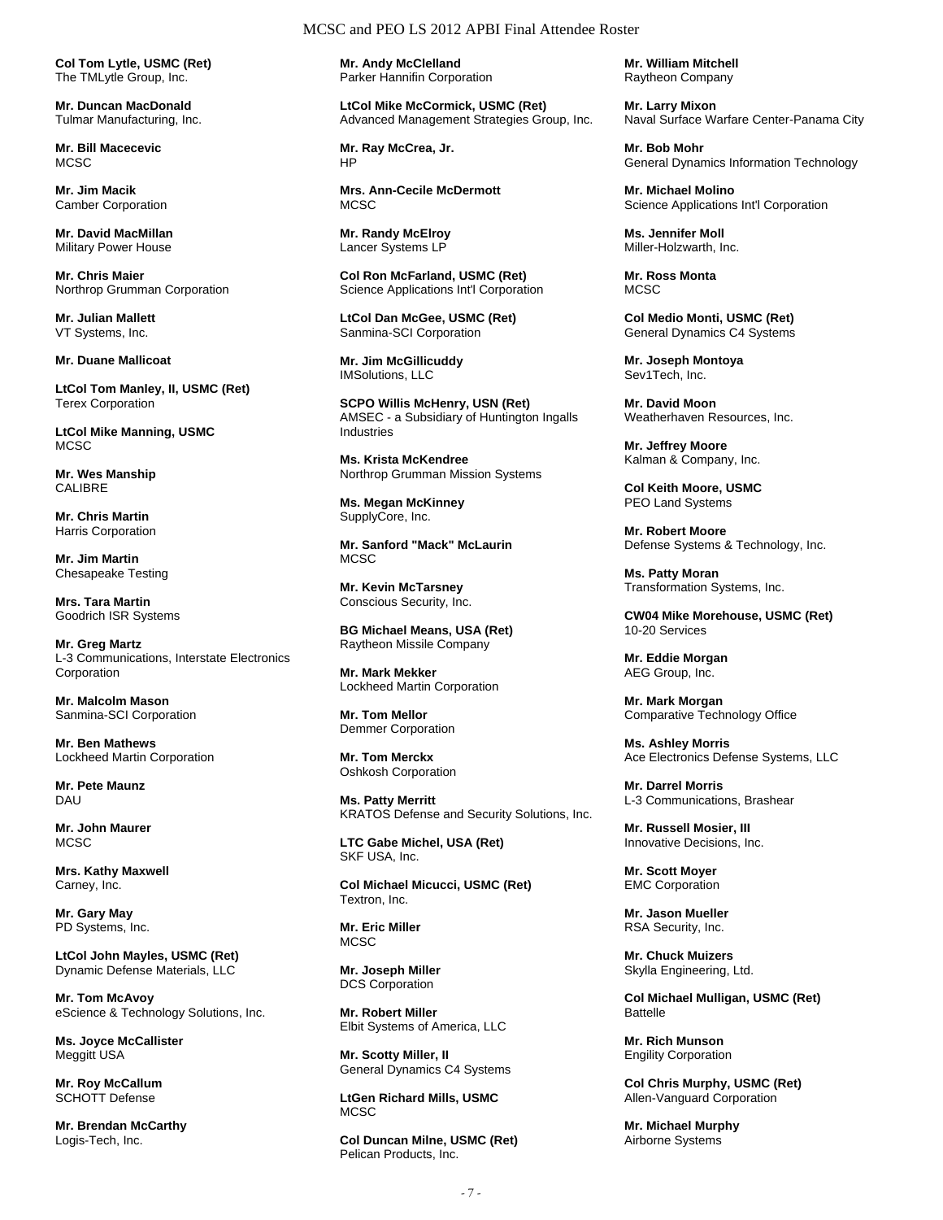**Col Tom Lytle, USMC (Ret)**
The TMLytle Group, Inc.

**Mr. Duncan MacDonald**
Tulmar Manufacturing, Inc.

**Mr. Bill Macecevic**
MCSC

**Mr. Jim Macik**
Camber Corporation

**Mr. David MacMillan**
Military Power House

**Mr. Chris Maier**
Northrop Grumman Corporation

**Mr. Julian Mallett**
VT Systems, Inc.

**Mr. Duane Mallicoat**

**LtCol Tom Manley, II, USMC (Ret)**
Terex Corporation

**LtCol Mike Manning, USMC**
MCSC

**Mr. Wes Manship**
CALIBRE

**Mr. Chris Martin**
Harris Corporation

**Mr. Jim Martin**
Chesapeake Testing

**Mrs. Tara Martin**
Goodrich ISR Systems

**Mr. Greg Martz**
L-3 Communications, Interstate Electronics Corporation

**Mr. Malcolm Mason**
Sanmina-SCI Corporation

**Mr. Ben Mathews**
Lockheed Martin Corporation

**Mr. Pete Maunz**
DAU

**Mr. John Maurer**
MCSC

**Mrs. Kathy Maxwell**
Carney, Inc.

**Mr. Gary May**
PD Systems, Inc.

**LtCol John Mayles, USMC (Ret)**
Dynamic Defense Materials, LLC

**Mr. Tom McAvoy**
eScience & Technology Solutions, Inc.

**Ms. Joyce McCallister**
Meggitt USA

**Mr. Roy McCallum**
SCHOTT Defense

**Mr. Brendan McCarthy**
Logis-Tech, Inc.

**Mr. Andy McClelland**
Parker Hannifin Corporation

**LtCol Mike McCormick, USMC (Ret)**
Advanced Management Strategies Group, Inc.

**Mr. Ray McCrea, Jr.**
HP

**Mrs. Ann-Cecile McDermott**
MCSC

**Mr. Randy McElroy**
Lancer Systems LP

**Col Ron McFarland, USMC (Ret)**
Science Applications Int'l Corporation

**LtCol Dan McGee, USMC (Ret)**
Sanmina-SCI Corporation

**Mr. Jim McGillicuddy**
IMSolutions, LLC

**SCPO Willis McHenry, USN (Ret)**
AMSEC - a Subsidiary of Huntington Ingalls Industries

**Ms. Krista McKendree**
Northrop Grumman Mission Systems

**Ms. Megan McKinney**
SupplyCore, Inc.

**Mr. Sanford "Mack" McLaurin**
MCSC

**Mr. Kevin McTarsney**
Conscious Security, Inc.

**BG Michael Means, USA (Ret)**
Raytheon Missile Company

**Mr. Mark Mekker**
Lockheed Martin Corporation

**Mr. Tom Mellor**
Demmer Corporation

**Mr. Tom Merckx**
Oshkosh Corporation

**Ms. Patty Merritt**
KRATOS Defense and Security Solutions, Inc.

**LTC Gabe Michel, USA (Ret)**
SKF USA, Inc.

**Col Michael Micucci, USMC (Ret)**
Textron, Inc.

**Mr. Eric Miller**
MCSC

**Mr. Joseph Miller**
DCS Corporation

**Mr. Robert Miller**
Elbit Systems of America, LLC

**Mr. Scotty Miller, II**
General Dynamics C4 Systems

**LtGen Richard Mills, USMC**
MCSC

**Col Duncan Milne, USMC (Ret)**
Pelican Products, Inc.

**Mr. William Mitchell**
Raytheon Company

**Mr. Larry Mixon**
Naval Surface Warfare Center-Panama City

**Mr. Bob Mohr**
General Dynamics Information Technology

**Mr. Michael Molino**
Science Applications Int'l Corporation

**Ms. Jennifer Moll**
Miller-Holzwarth, Inc.

**Mr. Ross Monta**
MCSC

**Col Medio Monti, USMC (Ret)**
General Dynamics C4 Systems

**Mr. Joseph Montoya**
Sev1Tech, Inc.

**Mr. David Moon**
Weatherhaven Resources, Inc.

**Mr. Jeffrey Moore**
Kalman & Company, Inc.

**Col Keith Moore, USMC**
PEO Land Systems

**Mr. Robert Moore**
Defense Systems & Technology, Inc.

**Ms. Patty Moran**
Transformation Systems, Inc.

**CW04 Mike Morehouse, USMC (Ret)**
10-20 Services

**Mr. Eddie Morgan**
AEG Group, Inc.

**Mr. Mark Morgan**
Comparative Technology Office

**Ms. Ashley Morris**
Ace Electronics Defense Systems, LLC

**Mr. Darrel Morris**
L-3 Communications, Brashear

**Mr. Russell Mosier, III**
Innovative Decisions, Inc.

**Mr. Scott Moyer**
EMC Corporation

**Mr. Jason Mueller**
RSA Security, Inc.

**Mr. Chuck Muizers**
Skylla Engineering, Ltd.

**Col Michael Mulligan, USMC (Ret)**
Battelle

**Mr. Rich Munson**
Engility Corporation

**Col Chris Murphy, USMC (Ret)**
Allen-Vanguard Corporation

**Mr. Michael Murphy**
Airborne Systems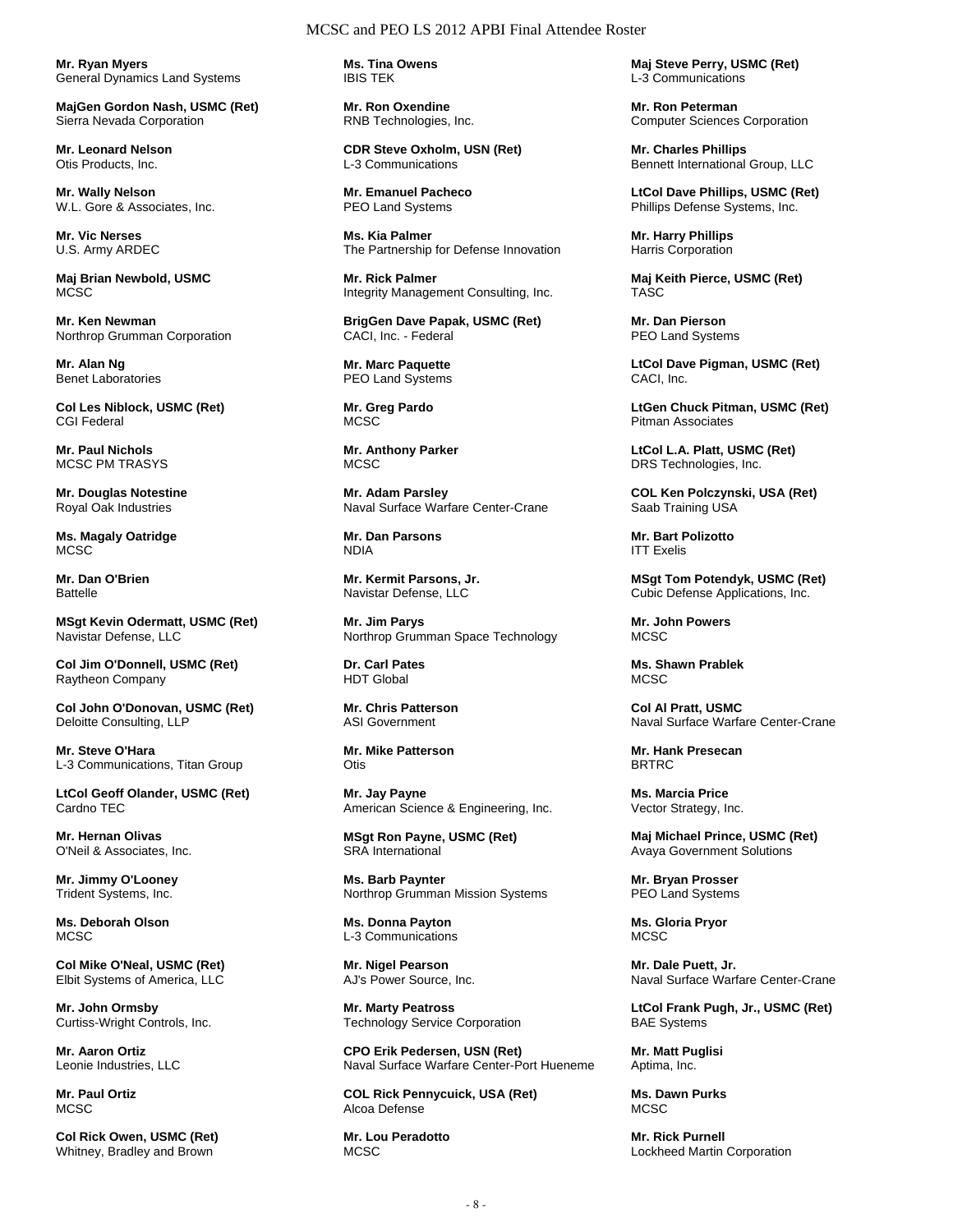**Mr. Ryan Myers**
General Dynamics Land Systems

**MajGen Gordon Nash, USMC (Ret)**
Sierra Nevada Corporation

**Mr. Leonard Nelson**
Otis Products, Inc.

**Mr. Wally Nelson**
W.L. Gore & Associates, Inc.

**Mr. Vic Nerses**
U.S. Army ARDEC

**Maj Brian Newbold, USMC**
MCSC

**Mr. Ken Newman**
Northrop Grumman Corporation

**Mr. Alan Ng**
Benet Laboratories

**Col Les Niblock, USMC (Ret)**
CGI Federal

**Mr. Paul Nichols**
MCSC PM TRASYS

**Mr. Douglas Notestine**
Royal Oak Industries

**Ms. Magaly Oatridge**
MCSC

**Mr. Dan O'Brien**
Battelle

**MSgt Kevin Odermatt, USMC (Ret)**
Navistar Defense, LLC

**Col Jim O'Donnell, USMC (Ret)**
Raytheon Company

**Col John O'Donovan, USMC (Ret)**
Deloitte Consulting, LLP

**Mr. Steve O'Hara**
L-3 Communications, Titan Group

**LtCol Geoff Olander, USMC (Ret)**
Cardno TEC

**Mr. Hernan Olivas**
O'Neil & Associates, Inc.

**Mr. Jimmy O'Looney**
Trident Systems, Inc.

**Ms. Deborah Olson**
MCSC

**Col Mike O'Neal, USMC (Ret)**
Elbit Systems of America, LLC

**Mr. John Ormsby**
Curtiss-Wright Controls, Inc.

**Mr. Aaron Ortiz**
Leonie Industries, LLC

**Mr. Paul Ortiz**
MCSC

**Col Rick Owen, USMC (Ret)**
Whitney, Bradley and Brown

**Ms. Tina Owens**
IBIS TEK

**Mr. Ron Oxendine**
RNB Technologies, Inc.

**CDR Steve Oxholm, USN (Ret)**
L-3 Communications

**Mr. Emanuel Pacheco**
PEO Land Systems

**Ms. Kia Palmer**
The Partnership for Defense Innovation

**Mr. Rick Palmer**
Integrity Management Consulting, Inc.

**BrigGen Dave Papak, USMC (Ret)**
CACI, Inc. - Federal

**Mr. Marc Paquette**
PEO Land Systems

**Mr. Greg Pardo**
MCSC

**Mr. Anthony Parker**
MCSC

**Mr. Adam Parsley**
Naval Surface Warfare Center-Crane

**Mr. Dan Parsons**
NDIA

**Mr. Kermit Parsons, Jr.**
Navistar Defense, LLC

**Mr. Jim Parys**
Northrop Grumman Space Technology

**Dr. Carl Pates**
HDT Global

**Mr. Chris Patterson**
ASI Government

**Mr. Mike Patterson**
Otis

**Mr. Jay Payne**
American Science & Engineering, Inc.

**MSgt Ron Payne, USMC (Ret)**
SRA International

**Ms. Barb Paynter**
Northrop Grumman Mission Systems

**Ms. Donna Payton**
L-3 Communications

**Mr. Nigel Pearson**
AJ's Power Source, Inc.

**Mr. Marty Peatross**
Technology Service Corporation

**CPO Erik Pedersen, USN (Ret)**
Naval Surface Warfare Center-Port Hueneme

**COL Rick Pennycuick, USA (Ret)**
Alcoa Defense

**Mr. Lou Peradotto**
MCSC

**Maj Steve Perry, USMC (Ret)**
L-3 Communications

**Mr. Ron Peterman**
Computer Sciences Corporation

**Mr. Charles Phillips**
Bennett International Group, LLC

**LtCol Dave Phillips, USMC (Ret)**
Phillips Defense Systems, Inc.

**Mr. Harry Phillips**
Harris Corporation

**Maj Keith Pierce, USMC (Ret)**
TASC

**Mr. Dan Pierson**
PEO Land Systems

**LtCol Dave Pigman, USMC (Ret)**
CACI, Inc.

**LtGen Chuck Pitman, USMC (Ret)**
Pitman Associates

**LtCol L.A. Platt, USMC (Ret)**
DRS Technologies, Inc.

**COL Ken Polczynski, USA (Ret)**
Saab Training USA

**Mr. Bart Polizotto**
ITT Exelis

**MSgt Tom Potendyk, USMC (Ret)**
Cubic Defense Applications, Inc.

**Mr. John Powers**
MCSC

**Ms. Shawn Prablek**
MCSC

**Col Al Pratt, USMC**
Naval Surface Warfare Center-Crane

**Mr. Hank Presecan**
BRTRC

**Ms. Marcia Price**
Vector Strategy, Inc.

**Maj Michael Prince, USMC (Ret)**
Avaya Government Solutions

**Mr. Bryan Prosser**
PEO Land Systems

**Ms. Gloria Pryor**
MCSC

**Mr. Dale Puett, Jr.**
Naval Surface Warfare Center-Crane

**LtCol Frank Pugh, Jr., USMC (Ret)**
BAE Systems

**Mr. Matt Puglisi**
Aptima, Inc.

**Ms. Dawn Purks**
MCSC

**Mr. Rick Purnell**
Lockheed Martin Corporation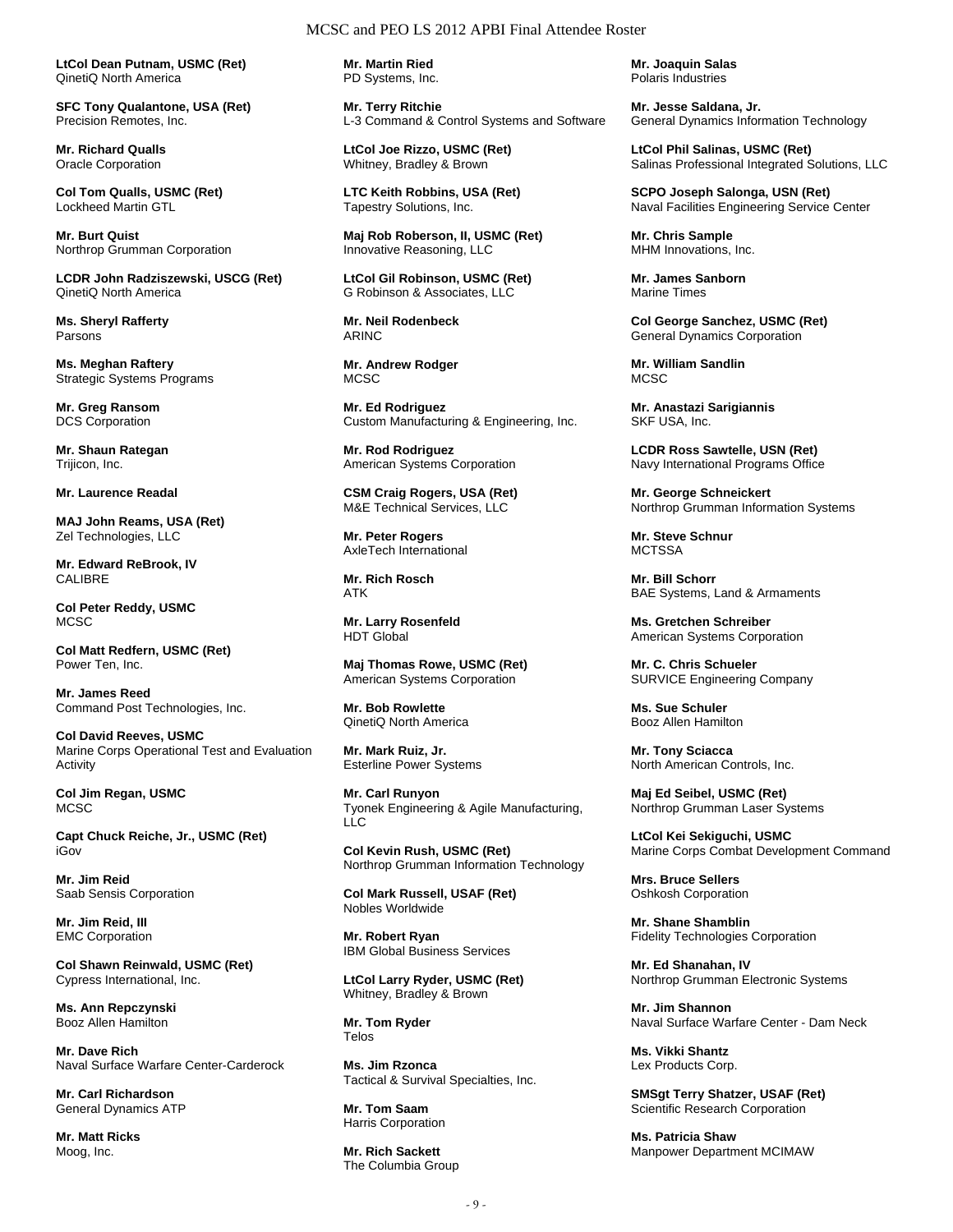**LtCol Dean Putnam, USMC (Ret)**
QinetiQ North America

**SFC Tony Qualantone, USA (Ret)**
Precision Remotes, Inc.

**Mr. Richard Qualls**
Oracle Corporation

**Col Tom Qualls, USMC (Ret)**
Lockheed Martin GTL

**Mr. Burt Quist**
Northrop Grumman Corporation

**LCDR John Radziszewski, USCG (Ret)**
QinetiQ North America

**Ms. Sheryl Rafferty**
Parsons

**Ms. Meghan Raftery**
Strategic Systems Programs

**Mr. Greg Ransom**
DCS Corporation

**Mr. Shaun Rategan**
Trijicon, Inc.

**Mr. Laurence Readal**

**MAJ John Reams, USA (Ret)**
Zel Technologies, LLC

**Mr. Edward ReBrook, IV**
CALIBRE

**Col Peter Reddy, USMC**
MCSC

**Col Matt Redfern, USMC (Ret)**
Power Ten, Inc.

**Mr. James Reed**
Command Post Technologies, Inc.

**Col David Reeves, USMC**
Marine Corps Operational Test and Evaluation Activity

**Col Jim Regan, USMC**
MCSC

**Capt Chuck Reiche, Jr., USMC (Ret)**
iGov

**Mr. Jim Reid**
Saab Sensis Corporation

**Mr. Jim Reid, III**
EMC Corporation

**Col Shawn Reinwald, USMC (Ret)**
Cypress International, Inc.

**Ms. Ann Repczynski**
Booz Allen Hamilton

**Mr. Dave Rich**
Naval Surface Warfare Center-Carderock

**Mr. Carl Richardson**
General Dynamics ATP

**Mr. Matt Ricks**
Moog, Inc.

**Mr. Martin Ried**
PD Systems, Inc.

**Mr. Terry Ritchie**
L-3 Command & Control Systems and Software

**LtCol Joe Rizzo, USMC (Ret)**
Whitney, Bradley & Brown

**LTC Keith Robbins, USA (Ret)**
Tapestry Solutions, Inc.

**Maj Rob Roberson, II, USMC (Ret)**
Innovative Reasoning, LLC

**LtCol Gil Robinson, USMC (Ret)**
G Robinson & Associates, LLC

**Mr. Neil Rodenbeck**
ARINC

**Mr. Andrew Rodger**
MCSC

**Mr. Ed Rodriguez**
Custom Manufacturing & Engineering, Inc.

**Mr. Rod Rodriguez**
American Systems Corporation

**CSM Craig Rogers, USA (Ret)**
M&E Technical Services, LLC

**Mr. Peter Rogers**
AxleTech International

**Mr. Rich Rosch**
ATK

**Mr. Larry Rosenfeld**
HDT Global

**Maj Thomas Rowe, USMC (Ret)**
American Systems Corporation

**Mr. Bob Rowlette**
QinetiQ North America

**Mr. Mark Ruiz, Jr.**
Esterline Power Systems

**Mr. Carl Runyon**
Tyonek Engineering & Agile Manufacturing, LLC

**Col Kevin Rush, USMC (Ret)**
Northrop Grumman Information Technology

**Col Mark Russell, USAF (Ret)**
Nobles Worldwide

**Mr. Robert Ryan**
IBM Global Business Services

**LtCol Larry Ryder, USMC (Ret)**
Whitney, Bradley & Brown

**Mr. Tom Ryder**
Telos

**Ms. Jim Rzonca**
Tactical & Survival Specialties, Inc.

**Mr. Tom Saam**
Harris Corporation

**Mr. Rich Sackett**
The Columbia Group

**Mr. Joaquin Salas**
Polaris Industries

**Mr. Jesse Saldana, Jr.**
General Dynamics Information Technology

**LtCol Phil Salinas, USMC (Ret)**
Salinas Professional Integrated Solutions, LLC

**SCPO Joseph Salonga, USN (Ret)**
Naval Facilities Engineering Service Center

**Mr. Chris Sample**
MHM Innovations, Inc.

**Mr. James Sanborn**
Marine Times

**Col George Sanchez, USMC (Ret)**
General Dynamics Corporation

**Mr. William Sandlin**
MCSC

**Mr. Anastazi Sarigiannis**
SKF USA, Inc.

**LCDR Ross Sawtelle, USN (Ret)**
Navy International Programs Office

**Mr. George Schneickert**
Northrop Grumman Information Systems

**Mr. Steve Schnur**
MCTSSA

**Mr. Bill Schorr**
BAE Systems, Land & Armaments

**Ms. Gretchen Schreiber**
American Systems Corporation

**Mr. C. Chris Schueler**
SURVICE Engineering Company

**Ms. Sue Schuler**
Booz Allen Hamilton

**Mr. Tony Sciacca**
North American Controls, Inc.

**Maj Ed Seibel, USMC (Ret)**
Northrop Grumman Laser Systems

**LtCol Kei Sekiguchi, USMC**
Marine Corps Combat Development Command

**Mrs. Bruce Sellers**
Oshkosh Corporation

**Mr. Shane Shamblin**
Fidelity Technologies Corporation

**Mr. Ed Shanahan, IV**
Northrop Grumman Electronic Systems

**Mr. Jim Shannon**
Naval Surface Warfare Center - Dam Neck

**Ms. Vikki Shantz**
Lex Products Corp.

**SMSgt Terry Shatzer, USAF (Ret)**
Scientific Research Corporation

**Ms. Patricia Shaw**
Manpower Department MCIMAW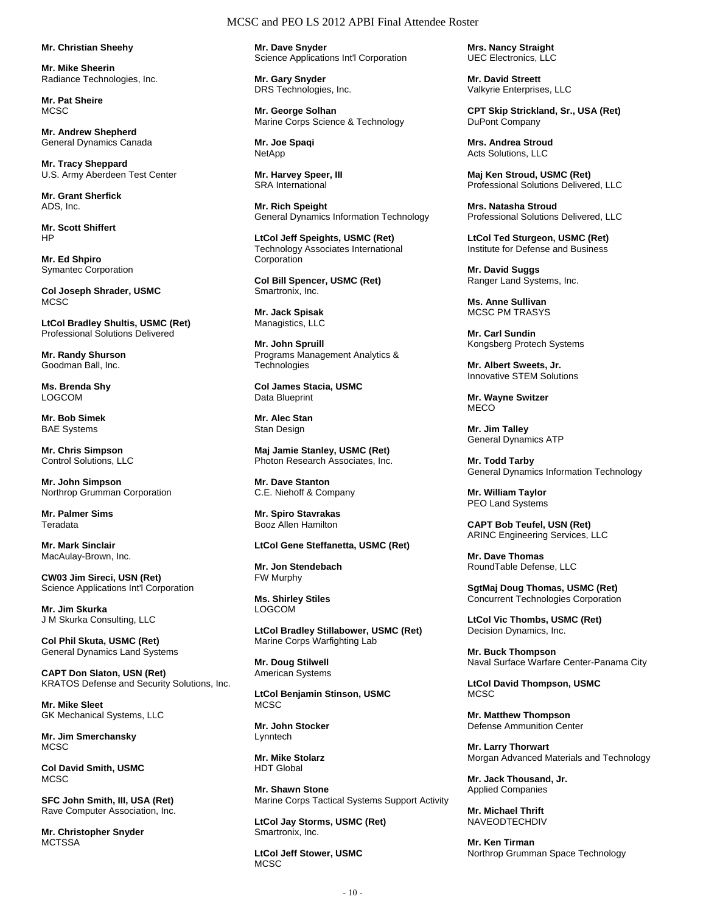**Mr. Christian Sheehy**

**Mr. Mike Sheerin**
Radiance Technologies, Inc.

**Mr. Pat Sheire**
MCSC

**Mr. Andrew Shepherd**
General Dynamics Canada

**Mr. Tracy Sheppard**
U.S. Army Aberdeen Test Center

**Mr. Grant Sherfick**
ADS, Inc.

**Mr. Scott Shiffert**
HP

**Mr. Ed Shpiro**
Symantec Corporation

**Col Joseph Shrader, USMC**
MCSC

**LtCol Bradley Shultis, USMC (Ret)**
Professional Solutions Delivered

**Mr. Randy Shurson**
Goodman Ball, Inc.

**Ms. Brenda Shy**
LOGCOM

**Mr. Bob Simek**
BAE Systems

**Mr. Chris Simpson**
Control Solutions, LLC

**Mr. John Simpson**
Northrop Grumman Corporation

**Mr. Palmer Sims**
Teradata

**Mr. Mark Sinclair**
MacAulay-Brown, Inc.

**CW03 Jim Sireci, USN (Ret)**
Science Applications Int'l Corporation

**Mr. Jim Skurka**
J M Skurka Consulting, LLC

**Col Phil Skuta, USMC (Ret)**
General Dynamics Land Systems

**CAPT Don Slaton, USN (Ret)**
KRATOS Defense and Security Solutions, Inc.

**Mr. Mike Sleet**
GK Mechanical Systems, LLC

**Mr. Jim Smerchansky**
MCSC

**Col David Smith, USMC**
MCSC

**SFC John Smith, III, USA (Ret)**
Rave Computer Association, Inc.

**Mr. Christopher Snyder**
MCTSSA

**Mr. Dave Snyder**
Science Applications Int'l Corporation

**Mr. Gary Snyder**
DRS Technologies, Inc.

**Mr. George Solhan**
Marine Corps Science & Technology

**Mr. Joe Spaqi**
NetApp

**Mr. Harvey Speer, III**
SRA International

**Mr. Rich Speight**
General Dynamics Information Technology

**LtCol Jeff Speights, USMC (Ret)**
Technology Associates International Corporation

**Col Bill Spencer, USMC (Ret)**
Smartronix, Inc.

**Mr. Jack Spisak**
Managistics, LLC

**Mr. John Spruill**
Programs Management Analytics & Technologies

**Col James Stacia, USMC**
Data Blueprint

**Mr. Alec Stan**
Stan Design

**Maj Jamie Stanley, USMC (Ret)**
Photon Research Associates, Inc.

**Mr. Dave Stanton**
C.E. Niehoff & Company

**Mr. Spiro Stavrakas**
Booz Allen Hamilton

**LtCol Gene Steffanetta, USMC (Ret)**

**Mr. Jon Stendebach**
FW Murphy

**Ms. Shirley Stiles**
LOGCOM

**LtCol Bradley Stillabower, USMC (Ret)**
Marine Corps Warfighting Lab

**Mr. Doug Stilwell**
American Systems

**LtCol Benjamin Stinson, USMC**
MCSC

**Mr. John Stocker**
Lynntech

**Mr. Mike Stolarz**
HDT Global

**Mr. Shawn Stone**
Marine Corps Tactical Systems Support Activity

**LtCol Jay Storms, USMC (Ret)**
Smartronix, Inc.

**LtCol Jeff Stower, USMC**
MCSC

**Mrs. Nancy Straight**
UEC Electronics, LLC

**Mr. David Streett**
Valkyrie Enterprises, LLC

**CPT Skip Strickland, Sr., USA (Ret)**
DuPont Company

**Mrs. Andrea Stroud**
Acts Solutions, LLC

**Maj Ken Stroud, USMC (Ret)**
Professional Solutions Delivered, LLC

**Mrs. Natasha Stroud**
Professional Solutions Delivered, LLC

**LtCol Ted Sturgeon, USMC (Ret)**
Institute for Defense and Business

**Mr. David Suggs**
Ranger Land Systems, Inc.

**Ms. Anne Sullivan**
MCSC PM TRASYS

**Mr. Carl Sundin**
Kongsberg Protech Systems

**Mr. Albert Sweets, Jr.**
Innovative STEM Solutions

**Mr. Wayne Switzer**
MECO

**Mr. Jim Talley**
General Dynamics ATP

**Mr. Todd Tarby**
General Dynamics Information Technology

**Mr. William Taylor**
PEO Land Systems

**CAPT Bob Teufel, USN (Ret)**
ARINC Engineering Services, LLC

**Mr. Dave Thomas**
RoundTable Defense, LLC

**SgtMaj Doug Thomas, USMC (Ret)**
Concurrent Technologies Corporation

**LtCol Vic Thombs, USMC (Ret)**
Decision Dynamics, Inc.

**Mr. Buck Thompson**
Naval Surface Warfare Center-Panama City

**LtCol David Thompson, USMC**
MCSC

**Mr. Matthew Thompson**
Defense Ammunition Center

**Mr. Larry Thorwart**
Morgan Advanced Materials and Technology

**Mr. Jack Thousand, Jr.**
Applied Companies

**Mr. Michael Thrift**
NAVEODTECHDIV

**Mr. Ken Tirman**
Northrop Grumman Space Technology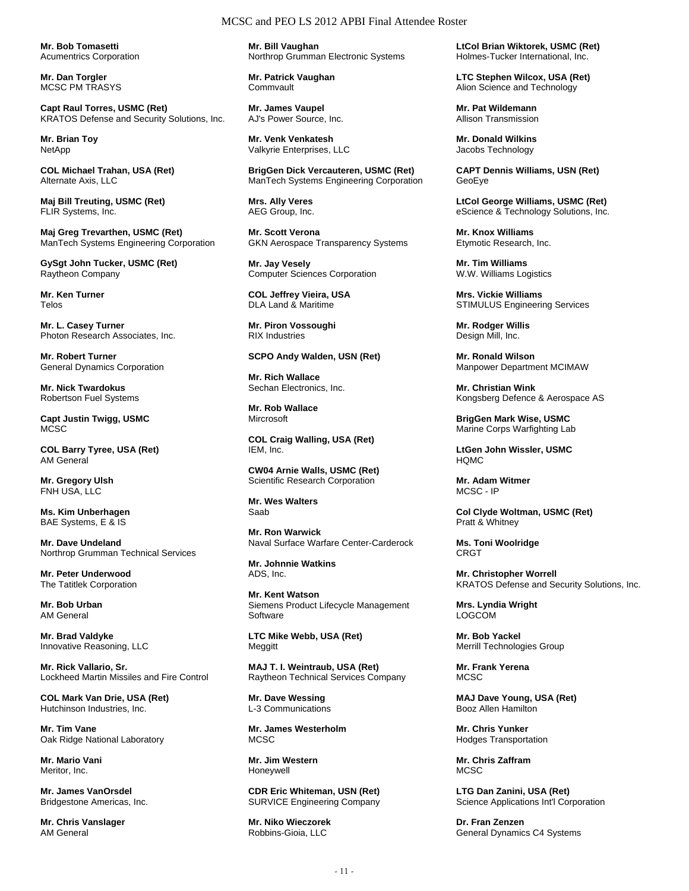**Mr. Bob Tomasetti**
Acumentrics Corporation

**Mr. Dan Torgler**
MCSC PM TRASYS

**Capt Raul Torres, USMC (Ret)**
KRATOS Defense and Security Solutions, Inc.

**Mr. Brian Toy**
NetApp

**COL Michael Trahan, USA (Ret)**
Alternate Axis, LLC

**Maj Bill Treuting, USMC (Ret)**
FLIR Systems, Inc.

**Maj Greg Trevarthen, USMC (Ret)**
ManTech Systems Engineering Corporation

**GySgt John Tucker, USMC (Ret)**
Raytheon Company

**Mr. Ken Turner**
Telos

**Mr. L. Casey Turner**
Photon Research Associates, Inc.

**Mr. Robert Turner**
General Dynamics Corporation

**Mr. Nick Twardokus**
Robertson Fuel Systems

**Capt Justin Twigg, USMC**
MCSC

**COL Barry Tyree, USA (Ret)**
AM General

**Mr. Gregory Ulsh**
FNH USA, LLC

**Ms. Kim Unberhagen**
BAE Systems, E & IS

**Mr. Dave Undeland**
Northrop Grumman Technical Services

**Mr. Peter Underwood**
The Tatitlek Corporation

**Mr. Bob Urban**
AM General

**Mr. Brad Valdyke**
Innovative Reasoning, LLC

**Mr. Rick Vallario, Sr.**
Lockheed Martin Missiles and Fire Control

**COL Mark Van Drie, USA (Ret)**
Hutchinson Industries, Inc.

**Mr. Tim Vane**
Oak Ridge National Laboratory

**Mr. Mario Vani**
Meritor, Inc.

**Mr. James VanOrsdel**
Bridgestone Americas, Inc.

**Mr. Chris Vanslager**
AM General

**Mr. Bill Vaughan**
Northrop Grumman Electronic Systems

**Mr. Patrick Vaughan**
Commvault

**Mr. James Vaupel**
AJ's Power Source, Inc.

**Mr. Venk Venkatesh**
Valkyrie Enterprises, LLC

**BrigGen Dick Vercauteren, USMC (Ret)**
ManTech Systems Engineering Corporation

**Mrs. Ally Veres**
AEG Group, Inc.

**Mr. Scott Verona**
GKN Aerospace Transparency Systems

**Mr. Jay Vesely**
Computer Sciences Corporation

**COL Jeffrey Vieira, USA**
DLA Land & Maritime

**Mr. Piron Vossoughi**
RIX Industries

**SCPO Andy Walden, USN (Ret)**

**Mr. Rich Wallace**
Sechan Electronics, Inc.

**Mr. Rob Wallace**
Mircrosoft

**COL Craig Walling, USA (Ret)**
IEM, Inc.

**CW04 Arnie Walls, USMC (Ret)**
Scientific Research Corporation

**Mr. Wes Walters**
Saab

**Mr. Ron Warwick**
Naval Surface Warfare Center-Carderock

**Mr. Johnnie Watkins**
ADS, Inc.

**Mr. Kent Watson**
Siemens Product Lifecycle Management Software

**LTC Mike Webb, USA (Ret)**
Meggitt

**MAJ T. I. Weintraub, USA (Ret)**
Raytheon Technical Services Company

**Mr. Dave Wessing**
L-3 Communications

**Mr. James Westerholm**
MCSC

**Mr. Jim Western**
Honeywell

**CDR Eric Whiteman, USN (Ret)**
SURVICE Engineering Company

**Mr. Niko Wieczorek**
Robbins-Gioia, LLC

**LtCol Brian Wiktorek, USMC (Ret)**
Holmes-Tucker International, Inc.

**LTC Stephen Wilcox, USA (Ret)**
Alion Science and Technology

**Mr. Pat Wildemann**
Allison Transmission

**Mr. Donald Wilkins**
Jacobs Technology

**CAPT Dennis Williams, USN (Ret)**
GeoEye

**LtCol George Williams, USMC (Ret)**
eScience & Technology Solutions, Inc.

**Mr. Knox Williams**
Etymotic Research, Inc.

**Mr. Tim Williams**
W.W. Williams Logistics

**Mrs. Vickie Williams**
STIMULUS Engineering Services

**Mr. Rodger Willis**
Design Mill, Inc.

**Mr. Ronald Wilson**
Manpower Department MCIMAW

**Mr. Christian Wink**
Kongsberg Defence & Aerospace AS

**BrigGen Mark Wise, USMC**
Marine Corps Warfighting Lab

**LtGen John Wissler, USMC**
HQMC

**Mr. Adam Witmer**
MCSC - IP

**Col Clyde Woltman, USMC (Ret)**
Pratt & Whitney

**Ms. Toni Woolridge**
CRGT

**Mr. Christopher Worrell**
KRATOS Defense and Security Solutions, Inc.

**Mrs. Lyndia Wright**
LOGCOM

**Mr. Bob Yackel**
Merrill Technologies Group

**Mr. Frank Yerena**
MCSC

**MAJ Dave Young, USA (Ret)**
Booz Allen Hamilton

**Mr. Chris Yunker**
Hodges Transportation

**Mr. Chris Zaffram**
MCSC

**LTG Dan Zanini, USA (Ret)**
Science Applications Int'l Corporation

**Dr. Fran Zenzen**
General Dynamics C4 Systems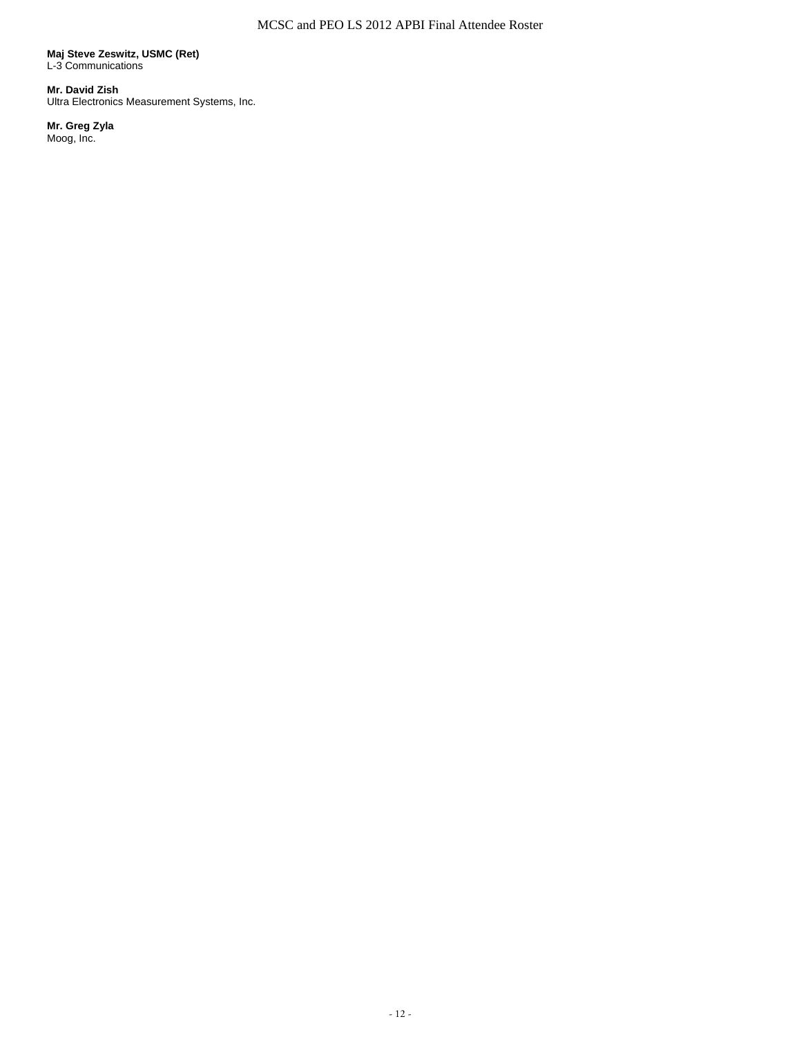**Maj Steve Zeswitz, USMC (Ret)**
L-3 Communications

**Mr. David Zish**
Ultra Electronics Measurement Systems, Inc.

**Mr. Greg Zyla**
Moog, Inc.